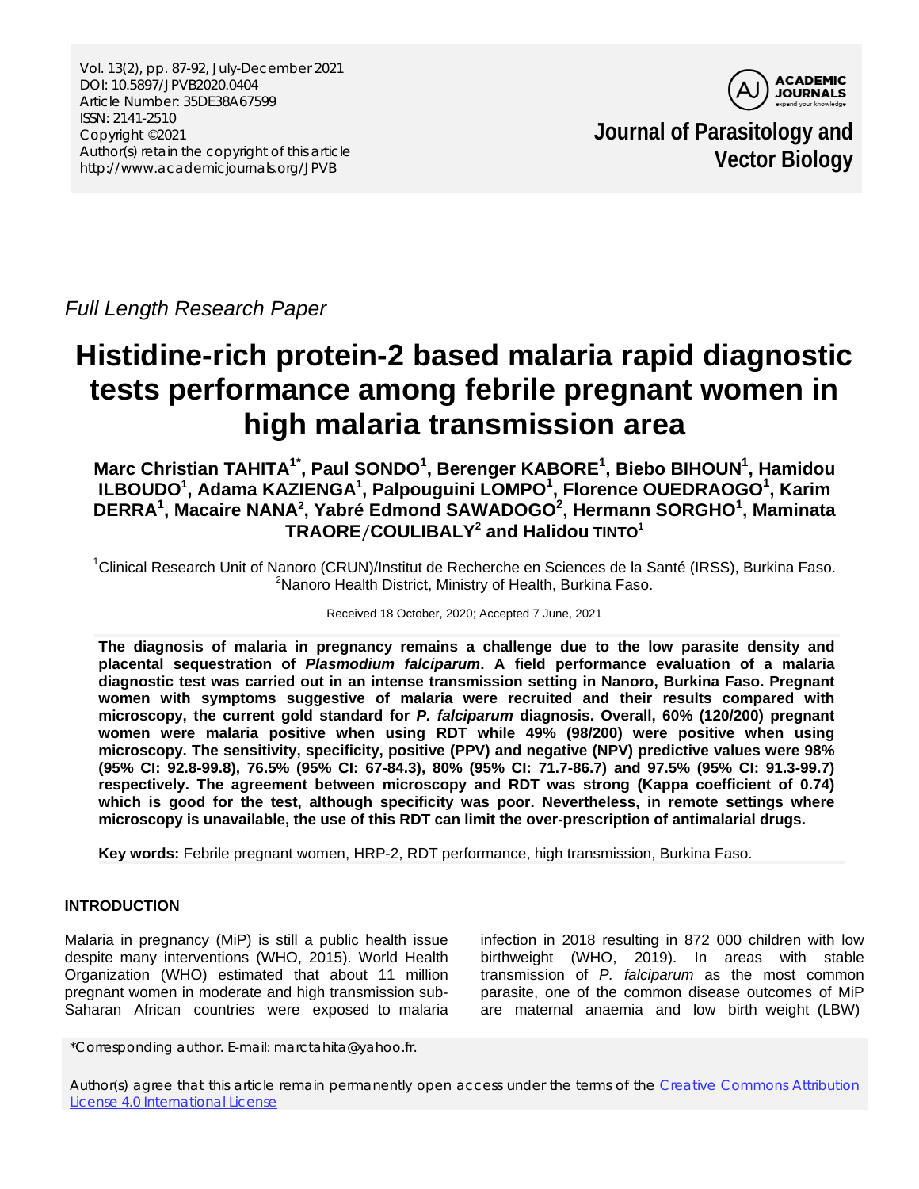*Full Length Research Paper*

# Histidine-rich protein-2 based malaria rapid diagnostic tests performance among febrile pregnant women in high malaria transmission area

**Marc Christian TAHITA[1*], Paul SONDO[1], Berenger KABORE[1], Biebo BIHOUN[1], Hamidou ILBOUDO[1], Adama KAZIENGA[1], Palpouguini LOMPO[1], Florence OUEDRAOGO[1], Karim DERRA[1], Macaire NANA[2], Yabré Edmond SAWADOGO[2], Hermann SORGHO[1], Maminata TRAORE/COULIBALY[2] and Halidou TINTO[1]**

[1]Clinical Research Unit of Nanoro (CRUN)/Institut de Recherche en Sciences de la Santé (IRSS), Burkina Faso.
[2]Nanoro Health District, Ministry of Health, Burkina Faso.

Received 18 October, 2020; Accepted 7 June, 2021

**The diagnosis of malaria in pregnancy remains a challenge due to the low parasite density and placental sequestration of *Plasmodium falciparum*. A field performance evaluation of a malaria diagnostic test was carried out in an intense transmission setting in Nanoro, Burkina Faso. Pregnant women with symptoms suggestive of malaria were recruited and their results compared with microscopy, the current gold standard for *P. falciparum* diagnosis. Overall, 60% (120/200) pregnant women were malaria positive when using RDT while 49% (98/200) were positive when using microscopy. The sensitivity, specificity, positive (PPV) and negative (NPV) predictive values were 98% (95% CI: 92.8-99.8), 76.5% (95% CI: 67-84.3), 80% (95% CI: 71.7-86.7) and 97.5% (95% CI: 91.3-99.7) respectively. The agreement between microscopy and RDT was strong (Kappa coefficient of 0.74) which is good for the test, although specificity was poor. Nevertheless, in remote settings where microscopy is unavailable, the use of this RDT can limit the over-prescription of antimalarial drugs.**

**Key words:** Febrile pregnant women, HRP-2, RDT performance, high transmission, Burkina Faso.

## INTRODUCTION

Malaria in pregnancy (MiP) is still a public health issue despite many interventions (WHO, 2015). World Health Organization (WHO) estimated that about 11 million pregnant women in moderate and high transmission sub-Saharan African countries were exposed to malaria infection in 2018 resulting in 872 000 children with low birthweight (WHO, 2019). In areas with stable transmission of *P. falciparum* as the most common parasite, one of the common disease outcomes of MiP are maternal anaemia and low birth weight (LBW)

*Corresponding author. E-mail: marctahita@yahoo.fr.

Author(s) agree that this article remain permanently open access under the terms of the Creative Commons Attribution License 4.0 International License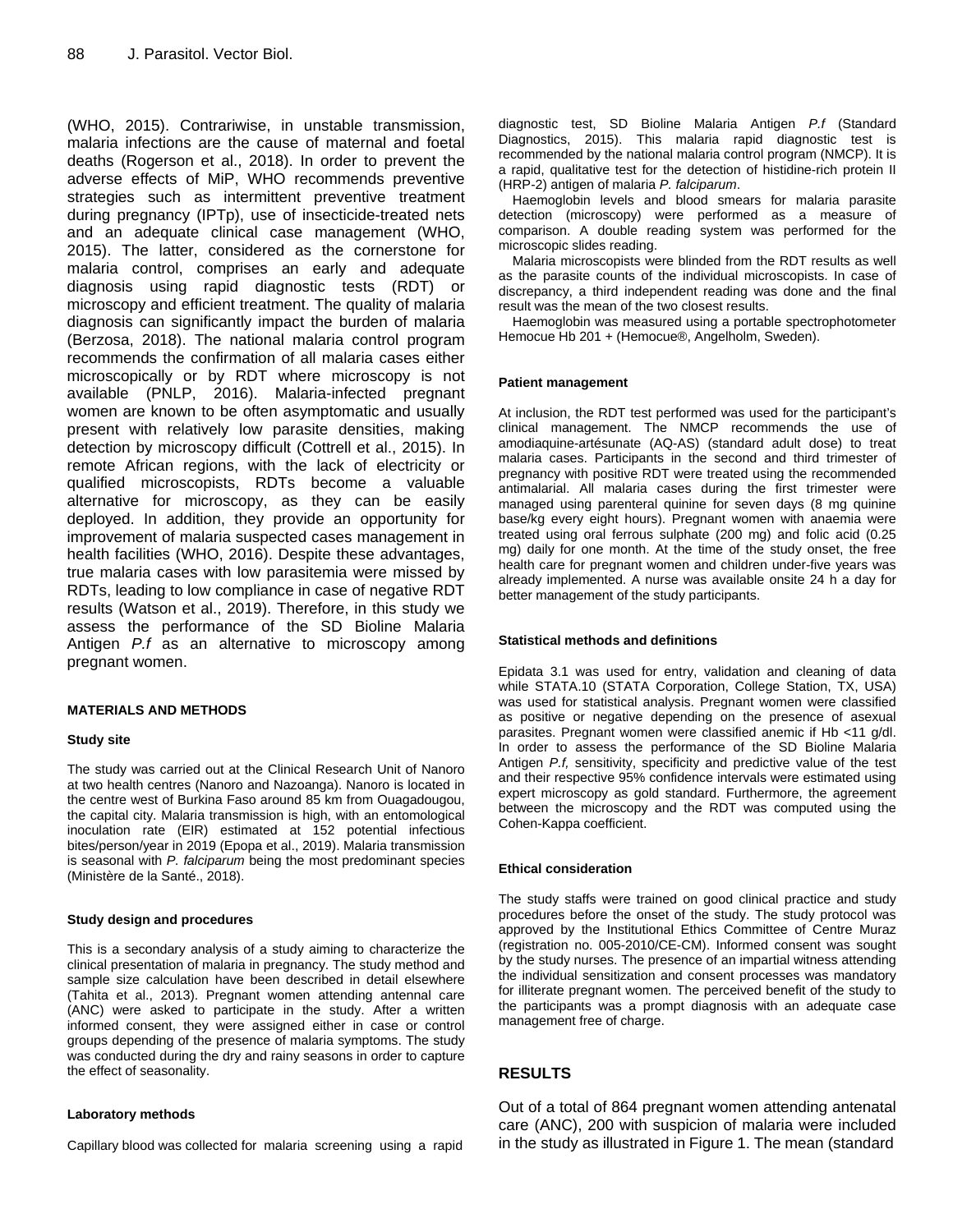(WHO, 2015). Contrariwise, in unstable transmission, malaria infections are the cause of maternal and foetal deaths (Rogerson et al., 2018). In order to prevent the adverse effects of MiP, WHO recommends preventive strategies such as intermittent preventive treatment during pregnancy (IPTp), use of insecticide-treated nets and an adequate clinical case management (WHO, 2015). The latter, considered as the cornerstone for malaria control, comprises an early and adequate diagnosis using rapid diagnostic tests (RDT) or microscopy and efficient treatment. The quality of malaria diagnosis can significantly impact the burden of malaria (Berzosa, 2018). The national malaria control program recommends the confirmation of all malaria cases either microscopically or by RDT where microscopy is not available (PNLP, 2016). Malaria-infected pregnant women are known to be often asymptomatic and usually present with relatively low parasite densities, making detection by microscopy difficult (Cottrell et al., 2015). In remote African regions, with the lack of electricity or qualified microscopists, RDTs become a valuable alternative for microscopy, as they can be easily deployed. In addition, they provide an opportunity for improvement of malaria suspected cases management in health facilities (WHO, 2016). Despite these advantages, true malaria cases with low parasitemia were missed by RDTs, leading to low compliance in case of negative RDT results (Watson et al., 2019). Therefore, in this study we assess the performance of the SD Bioline Malaria Antigen *P.f* as an alternative to microscopy among pregnant women.

## MATERIALS AND METHODS

### Study site

The study was carried out at the Clinical Research Unit of Nanoro at two health centres (Nanoro and Nazoanga). Nanoro is located in the centre west of Burkina Faso around 85 km from Ouagadougou, the capital city. Malaria transmission is high, with an entomological inoculation rate (EIR) estimated at 152 potential infectious bites/person/year in 2019 (Epopa et al., 2019). Malaria transmission is seasonal with *P. falciparum* being the most predominant species (Ministère de la Santé., 2018).

### Study design and procedures

This is a secondary analysis of a study aiming to characterize the clinical presentation of malaria in pregnancy. The study method and sample size calculation have been described in detail elsewhere (Tahita et al., 2013). Pregnant women attending antennal care (ANC) were asked to participate in the study. After a written informed consent, they were assigned either in case or control groups depending of the presence of malaria symptoms. The study was conducted during the dry and rainy seasons in order to capture the effect of seasonality.

### Laboratory methods

Capillary blood was collected for malaria screening using a rapid diagnostic test, SD Bioline Malaria Antigen *P.f* (Standard Diagnostics, 2015). This malaria rapid diagnostic test is recommended by the national malaria control program (NMCP). It is a rapid, qualitative test for the detection of histidine-rich protein II (HRP-2) antigen of malaria *P. falciparum*.

Haemoglobin levels and blood smears for malaria parasite detection (microscopy) were performed as a measure of comparison. A double reading system was performed for the microscopic slides reading.

Malaria microscopists were blinded from the RDT results as well as the parasite counts of the individual microscopists. In case of discrepancy, a third independent reading was done and the final result was the mean of the two closest results.

Haemoglobin was measured using a portable spectrophotometer Hemocue Hb 201 + (Hemocue®, Angelholm, Sweden).

### Patient management

At inclusion, the RDT test performed was used for the participant's clinical management. The NMCP recommends the use of amodiaquine-artésunate (AQ-AS) (standard adult dose) to treat malaria cases. Participants in the second and third trimester of pregnancy with positive RDT were treated using the recommended antimalarial. All malaria cases during the first trimester were managed using parenteral quinine for seven days (8 mg quinine base/kg every eight hours). Pregnant women with anaemia were treated using oral ferrous sulphate (200 mg) and folic acid (0.25 mg) daily for one month. At the time of the study onset, the free health care for pregnant women and children under-five years was already implemented. A nurse was available onsite 24 h a day for better management of the study participants.

### Statistical methods and definitions

Epidata 3.1 was used for entry, validation and cleaning of data while STATA.10 (STATA Corporation, College Station, TX, USA) was used for statistical analysis. Pregnant women were classified as positive or negative depending on the presence of asexual parasites. Pregnant women were classified anemic if Hb <11 g/dl. In order to assess the performance of the SD Bioline Malaria Antigen *P.f,* sensitivity, specificity and predictive value of the test and their respective 95% confidence intervals were estimated using expert microscopy as gold standard. Furthermore, the agreement between the microscopy and the RDT was computed using the Cohen-Kappa coefficient.

### Ethical consideration

The study staffs were trained on good clinical practice and study procedures before the onset of the study. The study protocol was approved by the Institutional Ethics Committee of Centre Muraz (registration no. 005-2010/CE-CM). Informed consent was sought by the study nurses. The presence of an impartial witness attending the individual sensitization and consent processes was mandatory for illiterate pregnant women. The perceived benefit of the study to the participants was a prompt diagnosis with an adequate case management free of charge.

## RESULTS

Out of a total of 864 pregnant women attending antenatal care (ANC), 200 with suspicion of malaria were included in the study as illustrated in Figure 1. The mean (standard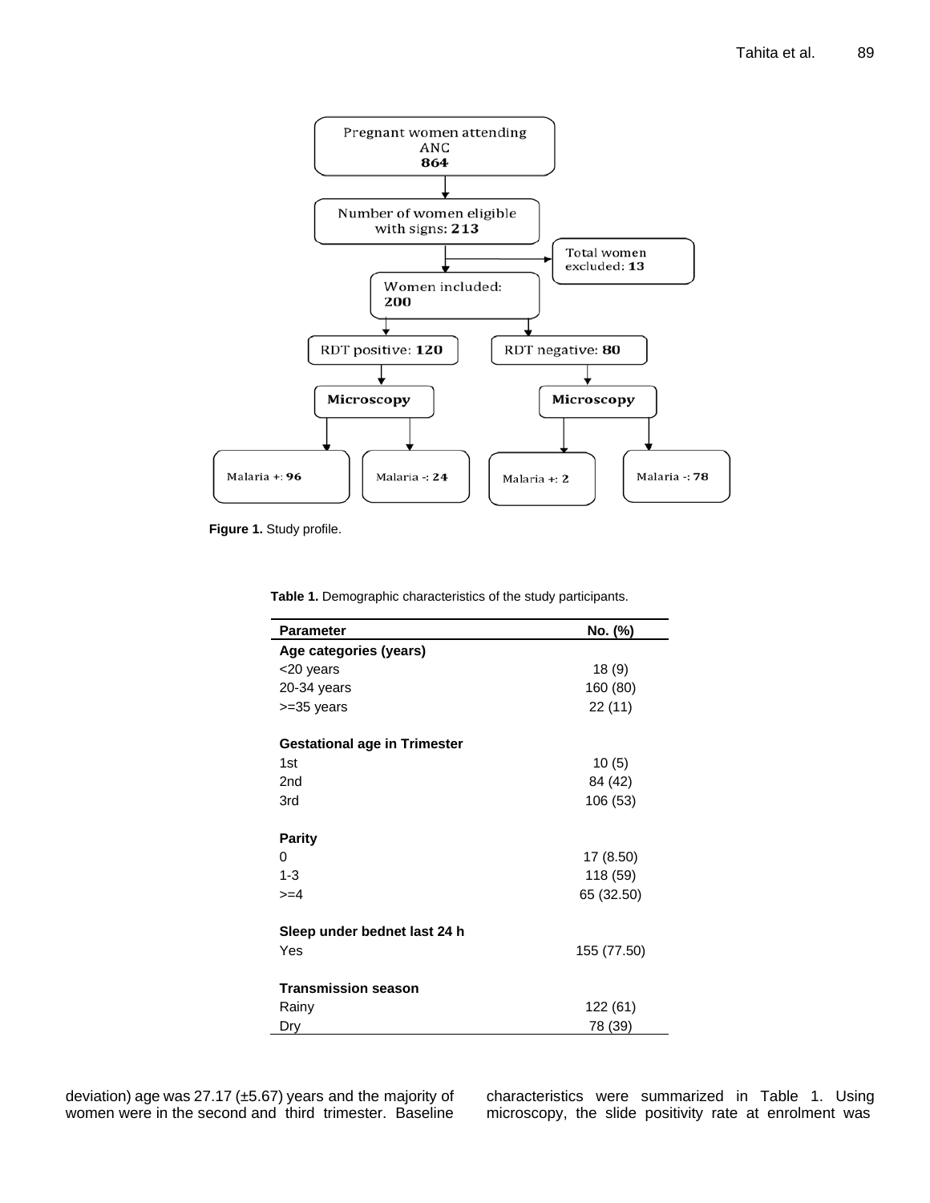Pregnant women attending ANC **864**

Number of women eligible with signs: **213**

Total women excluded: **13**

Women included: **200**

RDT positive: **120**

RDT negative: **80**

**Microscopy**

**Microscopy**

Malaria +: **96**

Malaria -: **24**

Malaria +: **2**

Malaria -: **78**

**Figure 1.** Study profile.

**Table 1.** Demographic characteristics of the study participants.

| Parameter | No. (%) |
|---|---|
| **Age categories (years)** | |
| <20 years | 18 (9) |
| 20-34 years | 160 (80) |
| >=35 years | 22 (11) |
| | |
| **Gestational age in Trimester** | |
| 1st | 10 (5) |
| 2nd | 84 (42) |
| 3rd | 106 (53) |
| | |
| **Parity** | |
| 0 | 17 (8.50) |
| 1-3 | 118 (59) |
| >=4 | 65 (32.50) |
| | |
| **Sleep under bednet last 24 h** | |
| Yes | 155 (77.50) |
| | |
| **Transmission season** | |
| Rainy | 122 (61) |
| Dry | 78 (39) |

deviation) age was 27.17 (±5.67) years and the majority of women were in the second and third trimester. Baseline characteristics were summarized in Table 1. Using microscopy, the slide positivity rate at enrolment was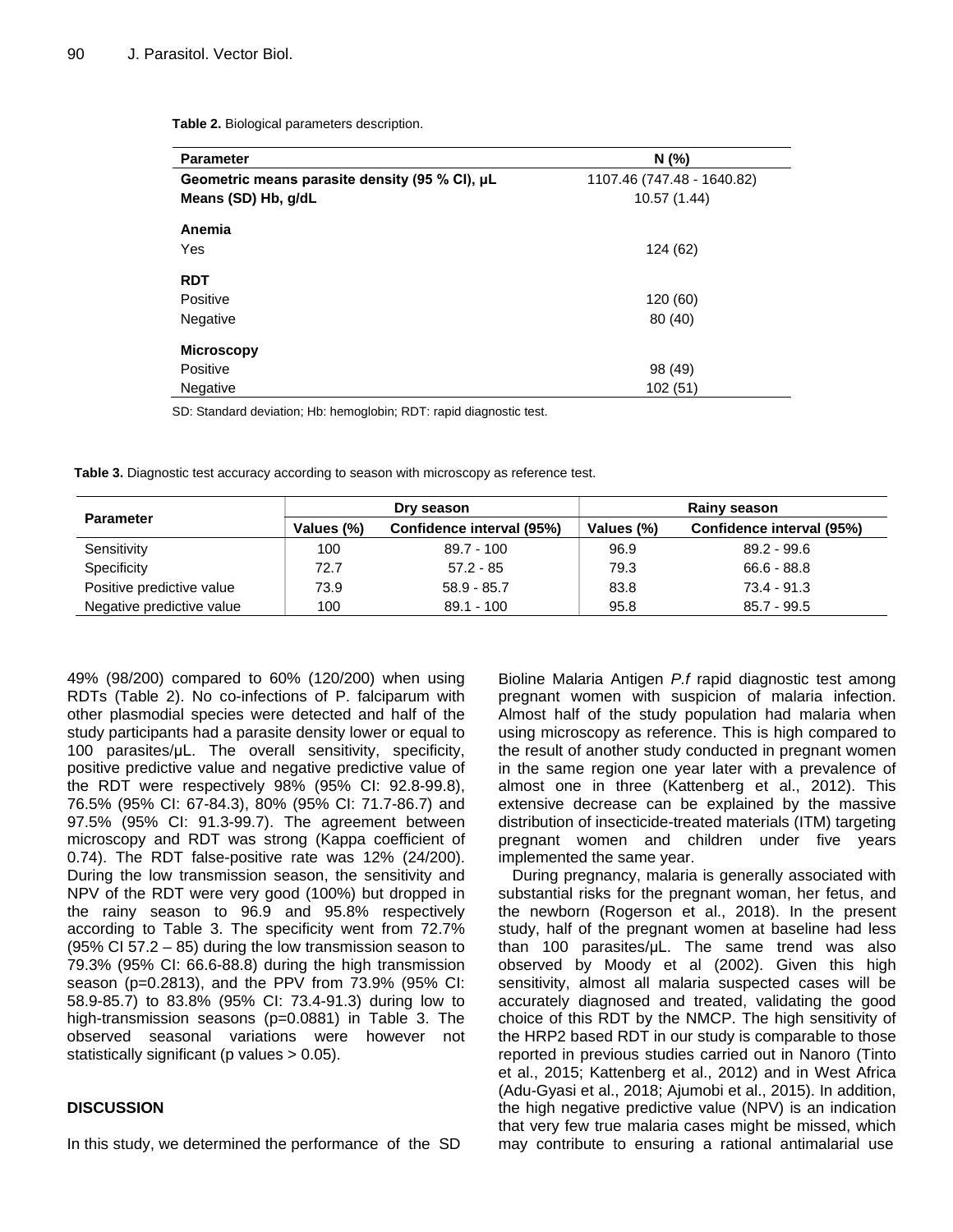**Table 2.** Biological parameters description.

| Parameter | N (%) |
|---|---|
| Geometric means parasite density (95 % CI), µL | 1107.46 (747.48 - 1640.82) |
| Means (SD) Hb, g/dL | 10.57 (1.44) |
| **Anemia** | |
| Yes | 124 (62) |
| **RDT** | |
| Positive | 120 (60) |
| Negative | 80 (40) |
| **Microscopy** | |
| Positive | 98 (49) |
| Negative | 102 (51) |

SD: Standard deviation; Hb: hemoglobin; RDT: rapid diagnostic test.

**Table 3.** Diagnostic test accuracy according to season with microscopy as reference test.

| Parameter | Dry season | | Rainy season | |
|---|---|---|---|---|
| | Values (%) | Confidence interval (95%) | Values (%) | Confidence interval (95%) |
| Sensitivity | 100 | 89.7 - 100 | 96.9 | 89.2 - 99.6 |
| Specificity | 72.7 | 57.2 - 85 | 79.3 | 66.6 - 88.8 |
| Positive predictive value | 73.9 | 58.9 - 85.7 | 83.8 | 73.4 - 91.3 |
| Negative predictive value | 100 | 89.1 - 100 | 95.8 | 85.7 - 99.5 |

49% (98/200) compared to 60% (120/200) when using RDTs (Table 2). No co-infections of P. falciparum with other plasmodial species were detected and half of the study participants had a parasite density lower or equal to 100 parasites/µL. The overall sensitivity, specificity, positive predictive value and negative predictive value of the RDT were respectively 98% (95% CI: 92.8-99.8), 76.5% (95% CI: 67-84.3), 80% (95% CI: 71.7-86.7) and 97.5% (95% CI: 91.3-99.7). The agreement between microscopy and RDT was strong (Kappa coefficient of 0.74). The RDT false-positive rate was 12% (24/200). During the low transmission season, the sensitivity and NPV of the RDT were very good (100%) but dropped in the rainy season to 96.9 and 95.8% respectively according to Table 3. The specificity went from 72.7% (95% CI 57.2 – 85) during the low transmission season to 79.3% (95% CI: 66.6-88.8) during the high transmission season (p=0.2813), and the PPV from 73.9% (95% CI: 58.9-85.7) to 83.8% (95% CI: 73.4-91.3) during low to high-transmission seasons (p=0.0881) in Table 3. The observed seasonal variations were however not statistically significant (p values > 0.05).

## DISCUSSION

In this study, we determined the performance of the SD Bioline Malaria Antigen *P.f* rapid diagnostic test among pregnant women with suspicion of malaria infection. Almost half of the study population had malaria when using microscopy as reference. This is high compared to the result of another study conducted in pregnant women in the same region one year later with a prevalence of almost one in three (Kattenberg et al., 2012). This extensive decrease can be explained by the massive distribution of insecticide-treated materials (ITM) targeting pregnant women and children under five years implemented the same year.

During pregnancy, malaria is generally associated with substantial risks for the pregnant woman, her fetus, and the newborn (Rogerson et al., 2018). In the present study, half of the pregnant women at baseline had less than 100 parasites/µL. The same trend was also observed by Moody et al (2002). Given this high sensitivity, almost all malaria suspected cases will be accurately diagnosed and treated, validating the good choice of this RDT by the NMCP. The high sensitivity of the HRP2 based RDT in our study is comparable to those reported in previous studies carried out in Nanoro (Tinto et al., 2015; Kattenberg et al., 2012) and in West Africa (Adu-Gyasi et al., 2018; Ajumobi et al., 2015). In addition, the high negative predictive value (NPV) is an indication that very few true malaria cases might be missed, which may contribute to ensuring a rational antimalarial use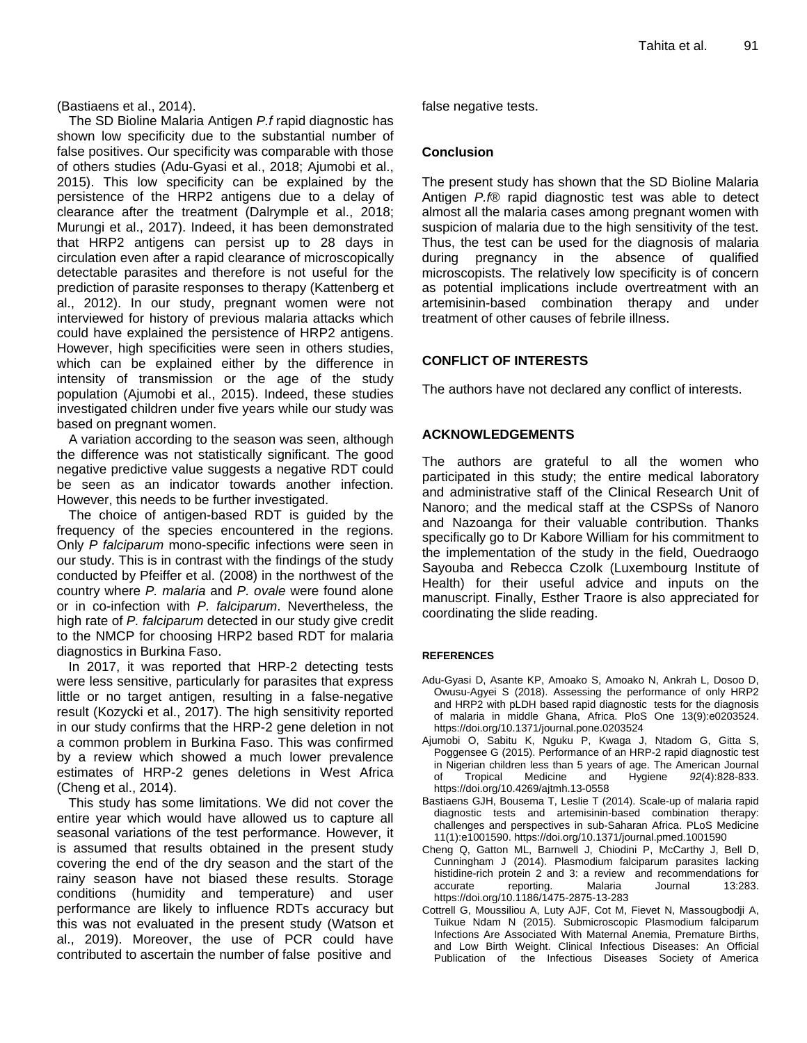(Bastiaens et al., 2014).

The SD Bioline Malaria Antigen *P.f* rapid diagnostic has shown low specificity due to the substantial number of false positives. Our specificity was comparable with those of others studies (Adu-Gyasi et al., 2018; Ajumobi et al., 2015). This low specificity can be explained by the persistence of the HRP2 antigens due to a delay of clearance after the treatment (Dalrymple et al., 2018; Murungi et al., 2017). Indeed, it has been demonstrated that HRP2 antigens can persist up to 28 days in circulation even after a rapid clearance of microscopically detectable parasites and therefore is not useful for the prediction of parasite responses to therapy (Kattenberg et al., 2012). In our study, pregnant women were not interviewed for history of previous malaria attacks which could have explained the persistence of HRP2 antigens. However, high specificities were seen in others studies, which can be explained either by the difference in intensity of transmission or the age of the study population (Ajumobi et al., 2015). Indeed, these studies investigated children under five years while our study was based on pregnant women.

A variation according to the season was seen, although the difference was not statistically significant. The good negative predictive value suggests a negative RDT could be seen as an indicator towards another infection. However, this needs to be further investigated.

The choice of antigen-based RDT is guided by the frequency of the species encountered in the regions. Only *P falciparum* mono-specific infections were seen in our study. This is in contrast with the findings of the study conducted by Pfeiffer et al. (2008) in the northwest of the country where *P. malaria* and *P. ovale* were found alone or in co-infection with *P. falciparum*. Nevertheless, the high rate of *P. falciparum* detected in our study give credit to the NMCP for choosing HRP2 based RDT for malaria diagnostics in Burkina Faso.

In 2017, it was reported that HRP-2 detecting tests were less sensitive, particularly for parasites that express little or no target antigen, resulting in a false-negative result (Kozycki et al., 2017). The high sensitivity reported in our study confirms that the HRP-2 gene deletion in not a common problem in Burkina Faso. This was confirmed by a review which showed a much lower prevalence estimates of HRP-2 genes deletions in West Africa (Cheng et al., 2014).

This study has some limitations. We did not cover the entire year which would have allowed us to capture all seasonal variations of the test performance. However, it is assumed that results obtained in the present study covering the end of the dry season and the start of the rainy season have not biased these results. Storage conditions (humidity and temperature) and user performance are likely to influence RDTs accuracy but this was not evaluated in the present study (Watson et al., 2019). Moreover, the use of PCR could have contributed to ascertain the number of false positive and false negative tests.

## Conclusion

The present study has shown that the SD Bioline Malaria Antigen *P.f*® rapid diagnostic test was able to detect almost all the malaria cases among pregnant women with suspicion of malaria due to the high sensitivity of the test. Thus, the test can be used for the diagnosis of malaria during pregnancy in the absence of qualified microscopists. The relatively low specificity is of concern as potential implications include overtreatment with an artemisinin-based combination therapy and under treatment of other causes of febrile illness.

## CONFLICT OF INTERESTS

The authors have not declared any conflict of interests.

## ACKNOWLEDGEMENTS

The authors are grateful to all the women who participated in this study; the entire medical laboratory and administrative staff of the Clinical Research Unit of Nanoro; and the medical staff at the CSPSs of Nanoro and Nazoanga for their valuable contribution. Thanks specifically go to Dr Kabore William for his commitment to the implementation of the study in the field, Ouedraogo Sayouba and Rebecca Czolk (Luxembourg Institute of Health) for their useful advice and inputs on the manuscript. Finally, Esther Traore is also appreciated for coordinating the slide reading.

## REFERENCES

Adu-Gyasi D, Asante KP, Amoako S, Amoako N, Ankrah L, Dosoo D, Owusu-Agyei S (2018). Assessing the performance of only HRP2 and HRP2 with pLDH based rapid diagnostic tests for the diagnosis of malaria in middle Ghana, Africa. PloS One 13(9):e0203524. https://doi.org/10.1371/journal.pone.0203524

Ajumobi O, Sabitu K, Nguku P, Kwaga J, Ntadom G, Gitta S, Poggensee G (2015). Performance of an HRP-2 rapid diagnostic test in Nigerian children less than 5 years of age. The American Journal of Tropical Medicine and Hygiene *92*(4):828-833. https://doi.org/10.4269/ajtmh.13-0558

Bastiaens GJH, Bousema T, Leslie T (2014). Scale-up of malaria rapid diagnostic tests and artemisinin-based combination therapy: challenges and perspectives in sub-Saharan Africa. PLoS Medicine 11(1):e1001590. https://doi.org/10.1371/journal.pmed.1001590

Cheng Q, Gatton ML, Barnwell J, Chiodini P, McCarthy J, Bell D, Cunningham J (2014). Plasmodium falciparum parasites lacking histidine-rich protein 2 and 3: a review and recommendations for accurate reporting. Malaria Journal 13:283. https://doi.org/10.1186/1475-2875-13-283

Cottrell G, Moussiliou A, Luty AJF, Cot M, Fievet N, Massougbodji A, Tuikue Ndam N (2015). Submicroscopic Plasmodium falciparum Infections Are Associated With Maternal Anemia, Premature Births, and Low Birth Weight. Clinical Infectious Diseases: An Official Publication of the Infectious Diseases Society of America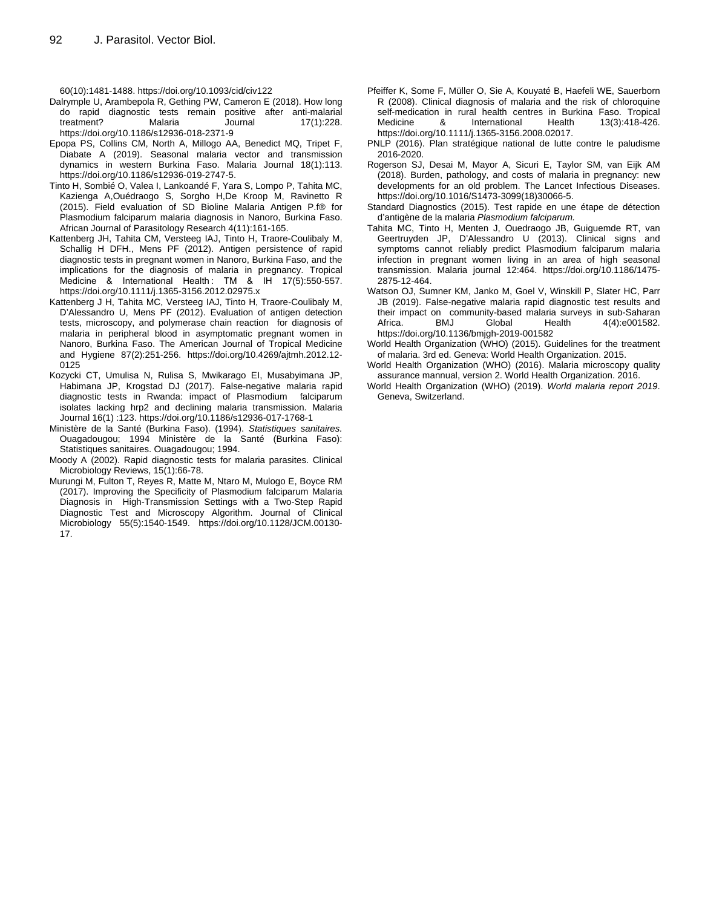60(10):1481-1488. https://doi.org/10.1093/cid/civ122

Dalrymple U, Arambepola R, Gething PW, Cameron E (2018). How long do rapid diagnostic tests remain positive after anti-malarial treatment? Malaria Journal 17(1):228. https://doi.org/10.1186/s12936-018-2371-9

Epopa PS, Collins CM, North A, Millogo AA, Benedict MQ, Tripet F, Diabate A (2019). Seasonal malaria vector and transmission dynamics in western Burkina Faso. Malaria Journal 18(1):113. https://doi.org/10.1186/s12936-019-2747-5.

Tinto H, Sombié O, Valea I, Lankoandé F, Yara S, Lompo P, Tahita MC, Kazienga A,Ouédraogo S, Sorgho H,De Kroop M, Ravinetto R (2015). Field evaluation of SD Bioline Malaria Antigen P.f® for Plasmodium falciparum malaria diagnosis in Nanoro, Burkina Faso. African Journal of Parasitology Research 4(11):161-165.

Kattenberg JH, Tahita CM, Versteeg IAJ, Tinto H, Traore-Coulibaly M, Schallig H DFH., Mens PF (2012). Antigen persistence of rapid diagnostic tests in pregnant women in Nanoro, Burkina Faso, and the implications for the diagnosis of malaria in pregnancy. Tropical Medicine & International Health : TM & IH 17(5):550-557. https://doi.org/10.1111/j.1365-3156.2012.02975.x

Kattenberg J H, Tahita MC, Versteeg IAJ, Tinto H, Traore-Coulibaly M, D'Alessandro U, Mens PF (2012). Evaluation of antigen detection tests, microscopy, and polymerase chain reaction for diagnosis of malaria in peripheral blood in asymptomatic pregnant women in Nanoro, Burkina Faso. The American Journal of Tropical Medicine and Hygiene 87(2):251-256. https://doi.org/10.4269/ajtmh.2012.12-0125

Kozycki CT, Umulisa N, Rulisa S, Mwikarago EI, Musabyimana JP, Habimana JP, Krogstad DJ (2017). False-negative malaria rapid diagnostic tests in Rwanda: impact of Plasmodium falciparum isolates lacking hrp2 and declining malaria transmission. Malaria Journal 16(1) :123. https://doi.org/10.1186/s12936-017-1768-1

Ministère de la Santé (Burkina Faso). (1994). *Statistiques sanitaires.* Ouagadougou; 1994 Ministère de la Santé (Burkina Faso): Statistiques sanitaires. Ouagadougou; 1994.

Moody A (2002). Rapid diagnostic tests for malaria parasites. Clinical Microbiology Reviews, 15(1):66-78.

Murungi M, Fulton T, Reyes R, Matte M, Ntaro M, Mulogo E, Boyce RM (2017). Improving the Specificity of Plasmodium falciparum Malaria Diagnosis in High-Transmission Settings with a Two-Step Rapid Diagnostic Test and Microscopy Algorithm. Journal of Clinical Microbiology 55(5):1540-1549. https://doi.org/10.1128/JCM.00130-17.

Pfeiffer K, Some F, Müller O, Sie A, Kouyaté B, Haefeli WE, Sauerborn R (2008). Clinical diagnosis of malaria and the risk of chloroquine self-medication in rural health centres in Burkina Faso. Tropical Medicine & International Health 13(3):418-426. https://doi.org/10.1111/j.1365-3156.2008.02017.

PNLP (2016). Plan stratégique national de lutte contre le paludisme 2016-2020.

Rogerson SJ, Desai M, Mayor A, Sicuri E, Taylor SM, van Eijk AM (2018). Burden, pathology, and costs of malaria in pregnancy: new developments for an old problem. The Lancet Infectious Diseases. https://doi.org/10.1016/S1473-3099(18)30066-5.

Standard Diagnostics (2015). Test rapide en une étape de détection d'antigène de la malaria *Plasmodium falciparum.*

Tahita MC, Tinto H, Menten J, Ouedraogo JB, Guiguemde RT, van Geertruyden JP, D'Alessandro U (2013). Clinical signs and symptoms cannot reliably predict Plasmodium falciparum malaria infection in pregnant women living in an area of high seasonal transmission. Malaria journal 12:464. https://doi.org/10.1186/1475-2875-12-464.

Watson OJ, Sumner KM, Janko M, Goel V, Winskill P, Slater HC, Parr JB (2019). False-negative malaria rapid diagnostic test results and their impact on community-based malaria surveys in sub-Saharan Africa. BMJ Global Health 4(4):e001582. https://doi.org/10.1136/bmjgh-2019-001582

World Health Organization (WHO) (2015). Guidelines for the treatment of malaria. 3rd ed. Geneva: World Health Organization. 2015.

World Health Organization (WHO) (2016). Malaria microscopy quality assurance mannual, version 2. World Health Organization. 2016.

World Health Organization (WHO) (2019). *World malaria report 2019*. Geneva, Switzerland.